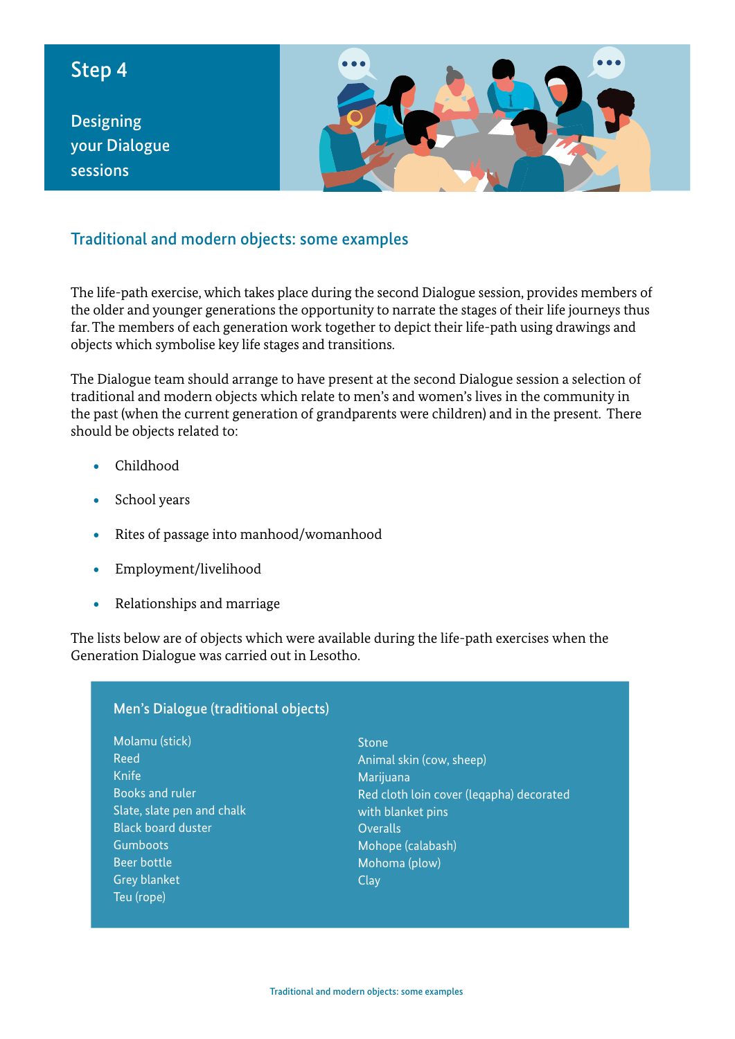# Step 4

Designing your Dialogue sessions

## Traditional and modern objects: some examples

The life-path exercise, which takes place during the second Dialogue session, provides members of the older and younger generations the opportunity to narrate the stages of their life journeys thus far. The members of each generation work together to depict their life-path using drawings and objects which symbolise key life stages and transitions.

The Dialogue team should arrange to have present at the second Dialogue session a selection of traditional and modern objects which relate to men's and women's lives in the community in the past (when the current generation of grandparents were children) and in the present. There should be objects related to:

- Childhood
- School years
- Rites of passage into manhood/womanhood
- Employment/livelihood
- Relationships and marriage

The lists below are of objects which were available during the life-path exercises when the Generation Dialogue was carried out in Lesotho.

### Men's Dialogue (traditional objects)

Molamu (stick)
Reed
Knife
Books and ruler
Slate, slate pen and chalk
Black board duster
Gumboots
Beer bottle
Grey blanket
Teu (rope)
Stone
Animal skin (cow, sheep)
Marijuana
Red cloth loin cover (leqapha) decorated with blanket pins
Overalls
Mohope (calabash)
Mohoma (plow)
Clay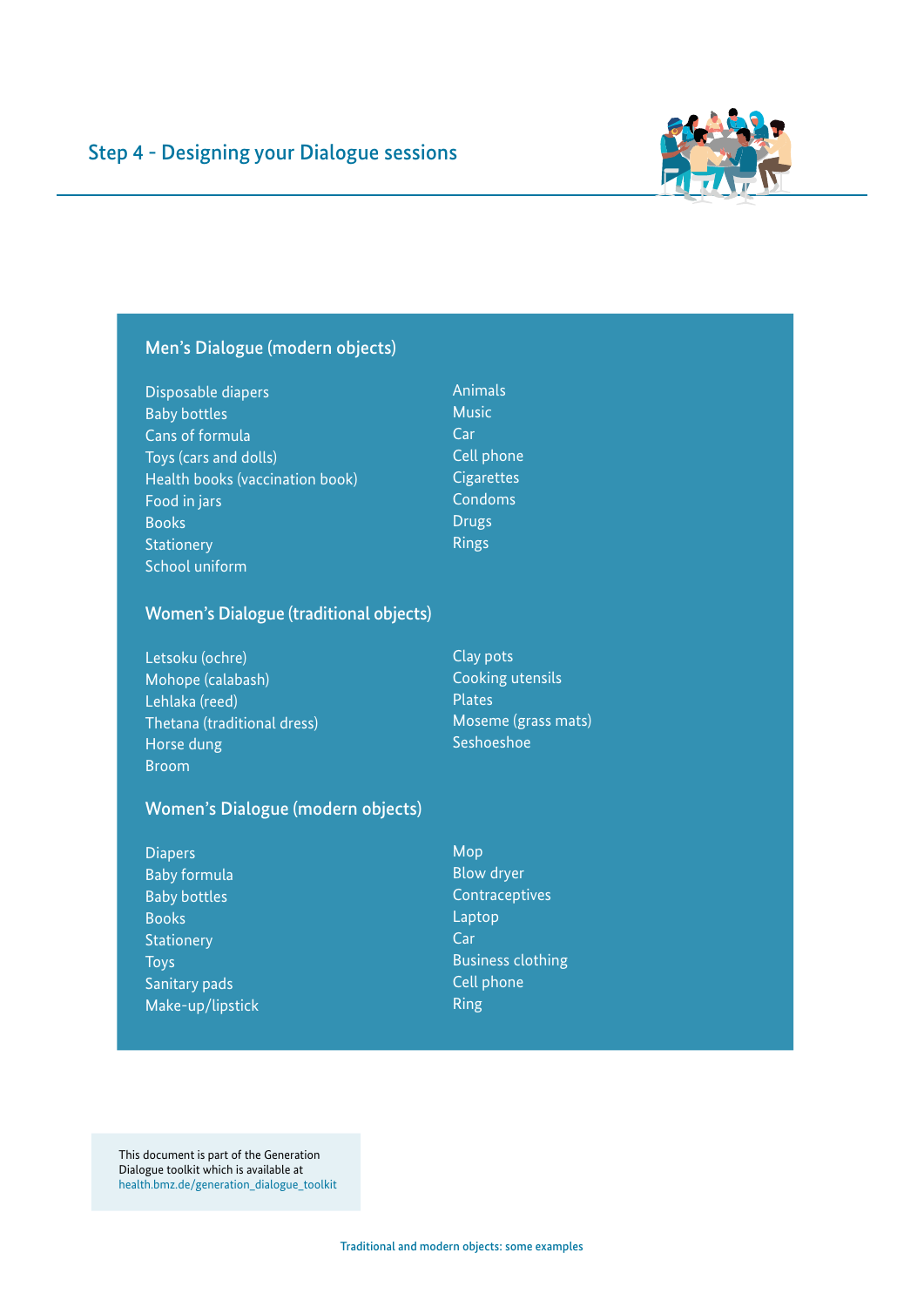## Step 4 - Designing your Dialogue sessions

### Men's Dialogue (modern objects)

- Disposable diapers
- Baby bottles
- Cans of formula
- Toys (cars and dolls)
- Health books (vaccination book)
- Food in jars
- Books
- Stationery
- School uniform
- Animals
- Music
- Car
- Cell phone
- Cigarettes
- Condoms
- Drugs
- Rings

### Women's Dialogue (traditional objects)

- Letsoku (ochre)
- Mohope (calabash)
- Lehlaka (reed)
- Thetana (traditional dress)
- Horse dung
- Broom
- Clay pots
- Cooking utensils
- Plates
- Moseme (grass mats)
- Seshoeshoe

### Women's Dialogue (modern objects)

- Diapers
- Baby formula
- Baby bottles
- Books
- Stationery
- Toys
- Sanitary pads
- Make-up/lipstick
- Mop
- Blow dryer
- Contraceptives
- Laptop
- Car
- Business clothing
- Cell phone
- Ring

This document is part of the Generation Dialogue toolkit which is available at health.bmz.de/generation_dialogue_toolkit

Traditional and modern objects: some examples